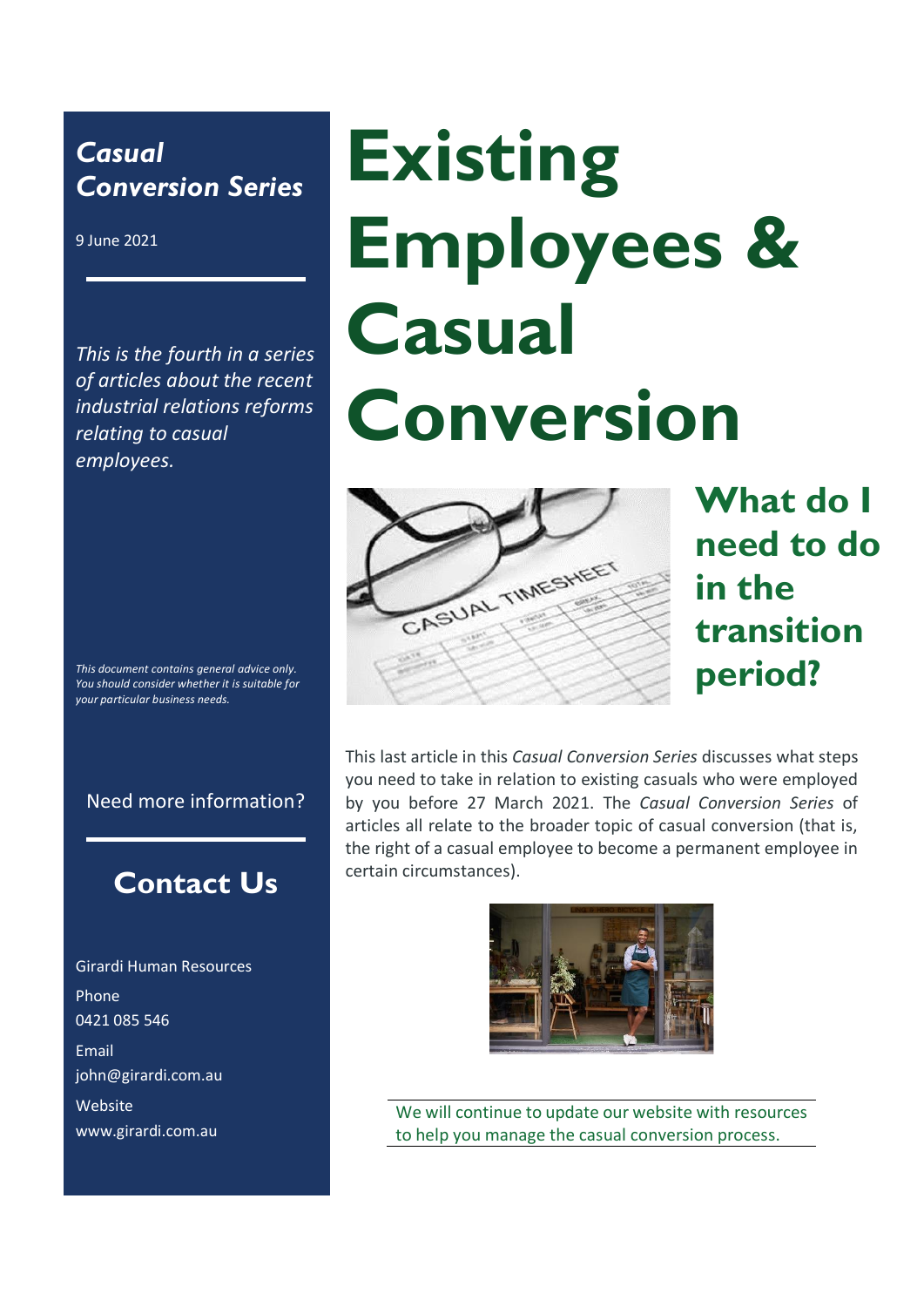# Existing Employees & Casual Conversion

## What do I need to do in the transition period?

This last article in this *Casual Conversion Series* discusses what steps you need to take in relation to existing casuals who were employed by you before 27 March 2021. The *Casual Conversion Series* of articles all relate to the broader topic of casual conversion (that is, the right of a casual employee to become a permanent employee in certain circumstances).

We will continue to update our website with resources to help you manage the casual conversion process.

***Casual Conversion Series***

9 June 2021

*This is the fourth in a series of articles about the recent industrial relations reforms relating to casual employees.*

*This document contains general advice only. You should consider whether it is suitable for your particular business needs.*

Need more information?

**Contact Us**

Girardi Human Resources

Phone
0421 085 546

Email
john@girardi.com.au

Website
www.girardi.com.au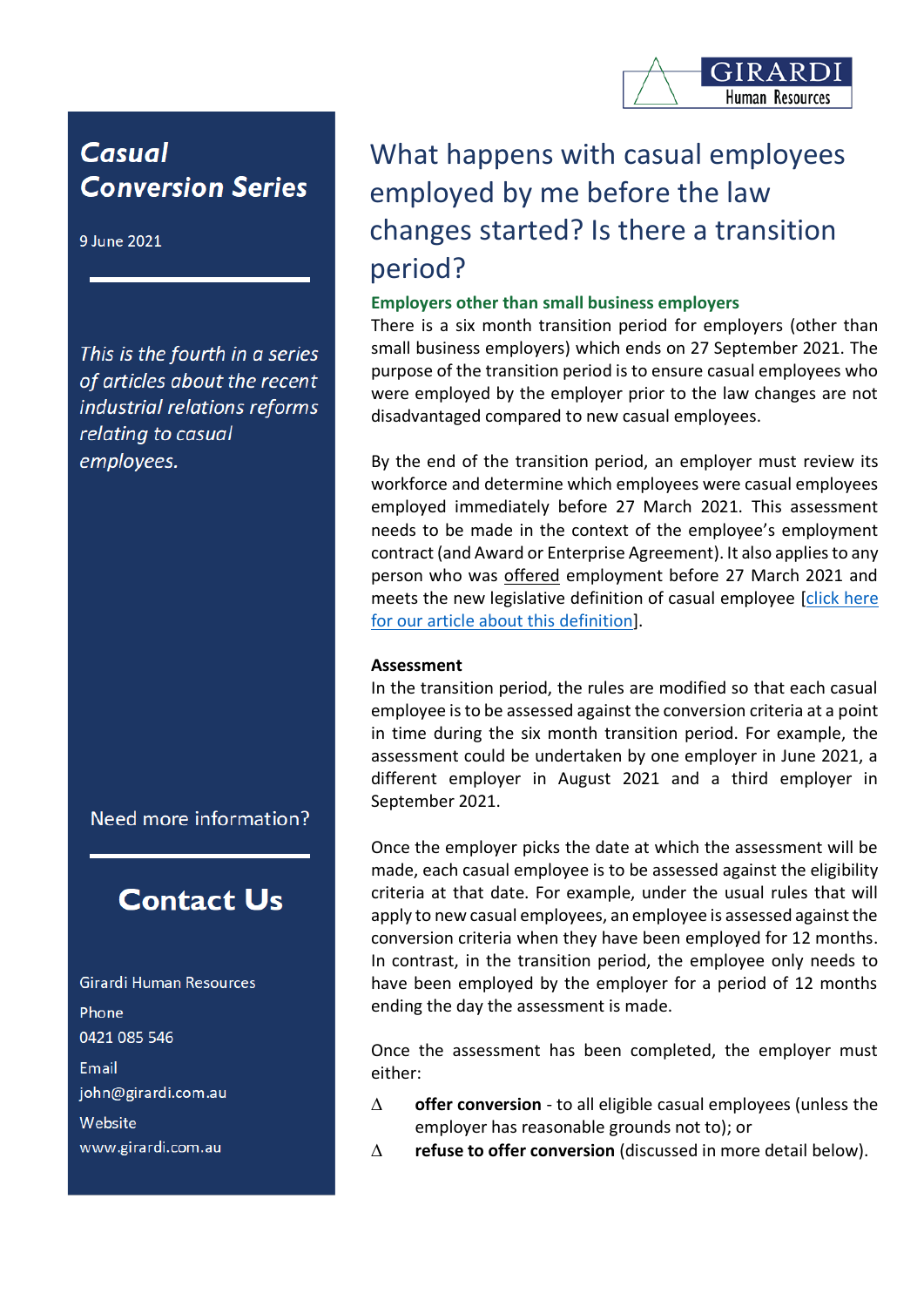## Casual Conversion Series

9 June 2021

*This is the fourth in a series of articles about the recent industrial relations reforms relating to casual employees.*

# What happens with casual employees employed by me before the law changes started? Is there a transition period?

**Employers other than small business employers**

There is a six month transition period for employers (other than small business employers) which ends on 27 September 2021. The purpose of the transition period is to ensure casual employees who were employed by the employer prior to the law changes are not disadvantaged compared to new casual employees.

By the end of the transition period, an employer must review its workforce and determine which employees were casual employees employed immediately before 27 March 2021. This assessment needs to be made in the context of the employee's employment contract (and Award or Enterprise Agreement). It also applies to any person who was offered employment before 27 March 2021 and meets the new legislative definition of casual employee [click here for our article about this definition].

**Assessment**

In the transition period, the rules are modified so that each casual employee is to be assessed against the conversion criteria at a point in time during the six month transition period. For example, the assessment could be undertaken by one employer in June 2021, a different employer in August 2021 and a third employer in September 2021.

Once the employer picks the date at which the assessment will be made, each casual employee is to be assessed against the eligibility criteria at that date. For example, under the usual rules that will apply to new casual employees, an employee is assessed against the conversion criteria when they have been employed for 12 months. In contrast, in the transition period, the employee only needs to have been employed by the employer for a period of 12 months ending the day the assessment is made.

Once the assessment has been completed, the employer must either:

- **offer conversion** - to all eligible casual employees (unless the employer has reasonable grounds not to); or
- **refuse to offer conversion** (discussed in more detail below).

Need more information?

## Contact Us

Girardi Human Resources

Phone
0421 085 546

Email
john@girardi.com.au

Website
www.girardi.com.au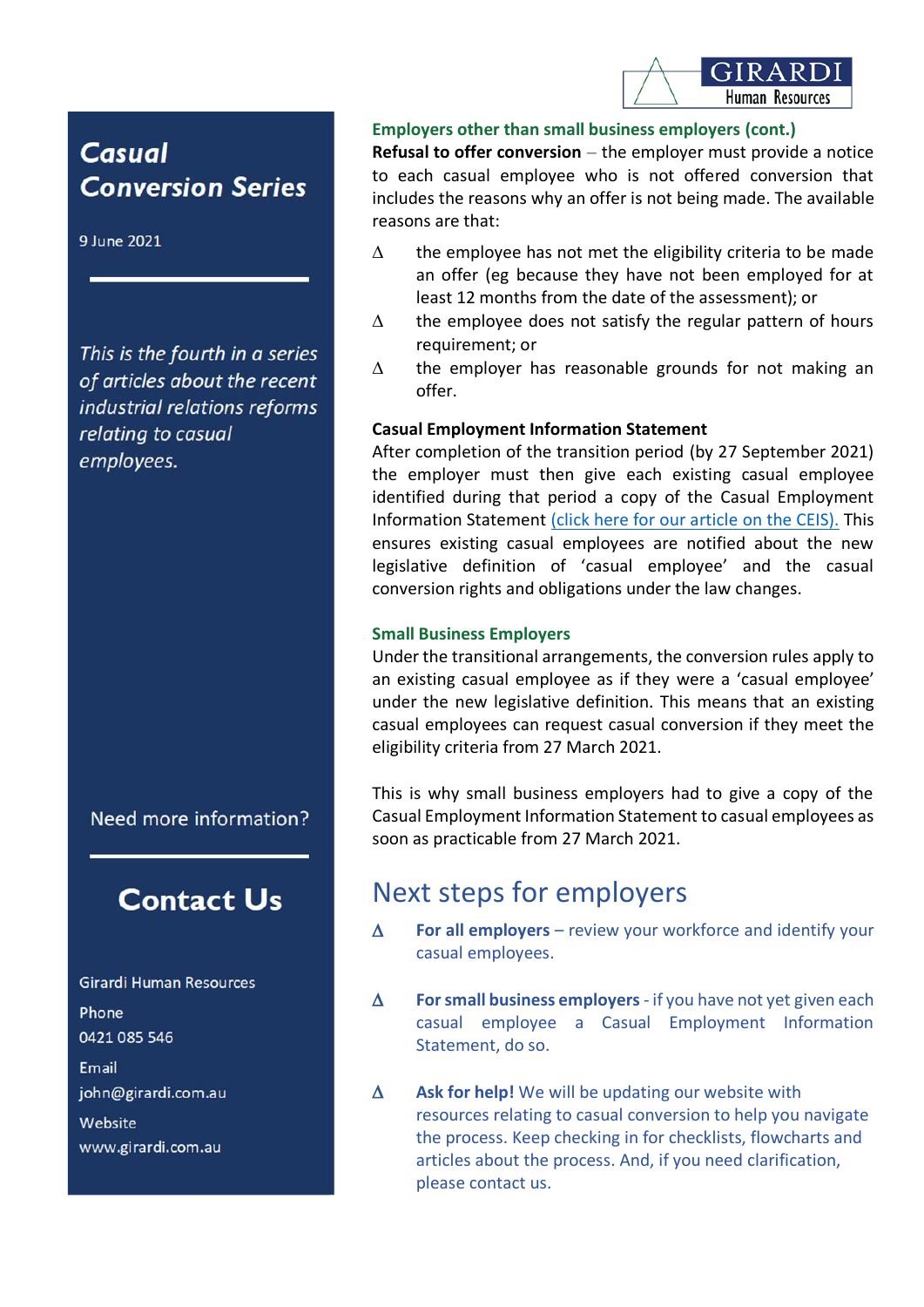## Casual Conversion Series

9 June 2021

*This is the fourth in a series of articles about the recent industrial relations reforms relating to casual employees.*

### Employers other than small business employers (cont.)

**Refusal to offer conversion** – the employer must provide a notice to each casual employee who is not offered conversion that includes the reasons why an offer is not being made. The available reasons are that:

- the employee has not met the eligibility criteria to be made an offer (eg because they have not been employed for at least 12 months from the date of the assessment); or
- the employee does not satisfy the regular pattern of hours requirement; or
- the employer has reasonable grounds for not making an offer.

**Casual Employment Information Statement**

After completion of the transition period (by 27 September 2021) the employer must then give each existing casual employee identified during that period a copy of the Casual Employment Information Statement (click here for our article on the CEIS). This ensures existing casual employees are notified about the new legislative definition of 'casual employee' and the casual conversion rights and obligations under the law changes.

### Small Business Employers

Under the transitional arrangements, the conversion rules apply to an existing casual employee as if they were a 'casual employee' under the new legislative definition. This means that an existing casual employees can request casual conversion if they meet the eligibility criteria from 27 March 2021.

This is why small business employers had to give a copy of the Casual Employment Information Statement to casual employees as soon as practicable from 27 March 2021.

## Next steps for employers

- **For all employers** – review your workforce and identify your casual employees.
- **For small business employers** - if you have not yet given each casual employee a Casual Employment Information Statement, do so.
- **Ask for help!** We will be updating our website with resources relating to casual conversion to help you navigate the process. Keep checking in for checklists, flowcharts and articles about the process. And, if you need clarification, please contact us.

Need more information?

## Contact Us

Girardi Human Resources

Phone
0421 085 546

Email
john@girardi.com.au

Website
www.girardi.com.au